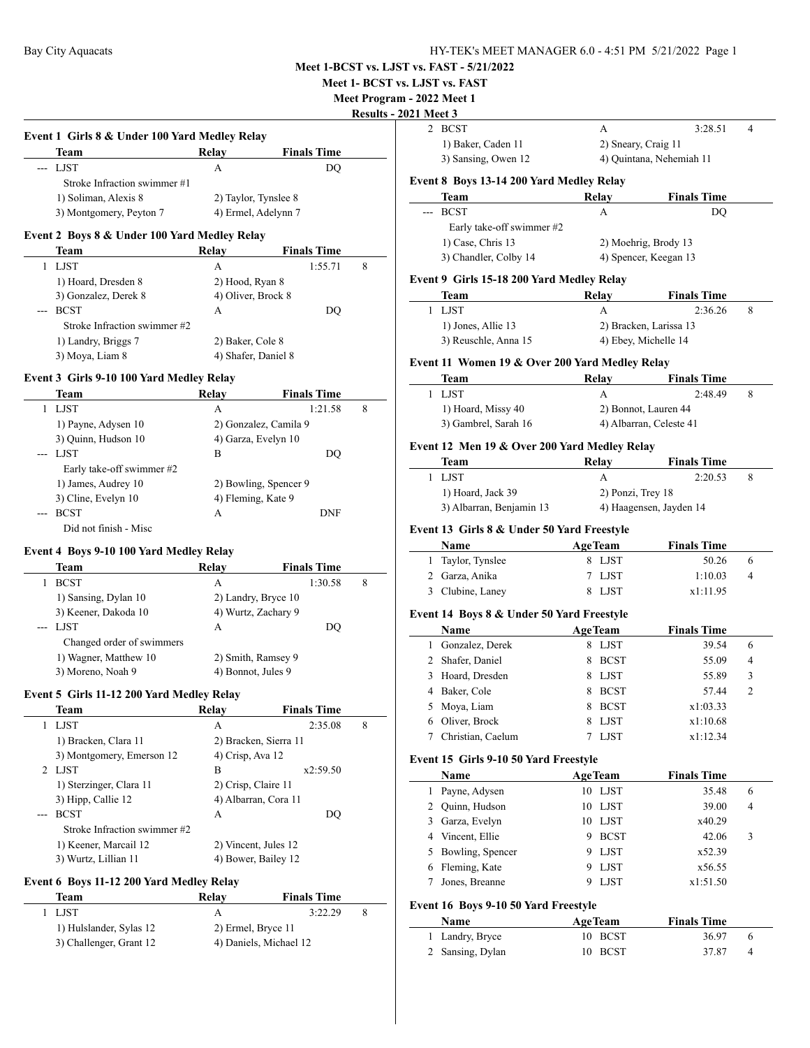**Meet 1-BCST vs. LJST vs. FAST - 5/21/2022**

**Meet 1- BCST vs. LJST vs. FAST**

**Meet Program - 2022 Meet 1**

**Results - 2021 Meet 3**

### Event 1 Girls 8 & Under 100 Yard Medley Relay

| | Team | Relay | Finals Time | |
|---|---|---|---|---|
| --- | LJST | A | DQ | |
| | Stroke Infraction swimmer #1 | | | |
| | 1) Soliman, Alexis 8 | 2) Taylor, Tynslee 8 | | |
| | 3) Montgomery, Peyton 7 | 4) Ermel, Adelynn 7 | | |

### Event 2 Boys 8 & Under 100 Yard Medley Relay

| | Team | Relay | Finals Time | |
|---|---|---|---|---|
| 1 | LJST | A | 1:55.71 | 8 |
| | 1) Hoard, Dresden 8 | 2) Hood, Ryan 8 | | |
| | 3) Gonzalez, Derek 8 | 4) Oliver, Brock 8 | | |
| --- | BCST | A | DQ | |
| | Stroke Infraction swimmer #2 | | | |
| | 1) Landry, Briggs 7 | 2) Baker, Cole 8 | | |
| | 3) Moya, Liam 8 | 4) Shafer, Daniel 8 | | |

### Event 3 Girls 9-10 100 Yard Medley Relay

| | Team | Relay | Finals Time | |
|---|---|---|---|---|
| 1 | LJST | A | 1:21.58 | 8 |
| | 1) Payne, Adysen 10 | 2) Gonzalez, Camila 9 | | |
| | 3) Quinn, Hudson 10 | 4) Garza, Evelyn 10 | | |
| --- | LJST | B | DQ | |
| | Early take-off swimmer #2 | | | |
| | 1) James, Audrey 10 | 2) Bowling, Spencer 9 | | |
| | 3) Cline, Evelyn 10 | 4) Fleming, Kate 9 | | |
| --- | BCST | A | DNF | |
| | Did not finish - Misc | | | |

### Event 4 Boys 9-10 100 Yard Medley Relay

| | Team | Relay | Finals Time | |
|---|---|---|---|---|
| 1 | BCST | A | 1:30.58 | 8 |
| | 1) Sansing, Dylan 10 | 2) Landry, Bryce 10 | | |
| | 3) Keener, Dakoda 10 | 4) Wurtz, Zachary 9 | | |
| --- | LJST | A | DQ | |
| | Changed order of swimmers | | | |
| | 1) Wagner, Matthew 10 | 2) Smith, Ramsey 9 | | |
| | 3) Moreno, Noah 9 | 4) Bonnot, Jules 9 | | |

### Event 5 Girls 11-12 200 Yard Medley Relay

| | Team | Relay | Finals Time | |
|---|---|---|---|---|
| 1 | LJST | A | 2:35.08 | 8 |
| | 1) Bracken, Clara 11 | 2) Bracken, Sierra 11 | | |
| | 3) Montgomery, Emerson 12 | 4) Crisp, Ava 12 | | |
| 2 | LJST | B | x2:59.50 | |
| | 1) Sterzinger, Clara 11 | 2) Crisp, Claire 11 | | |
| | 3) Hipp, Callie 12 | 4) Albarran, Cora 11 | | |
| --- | BCST | A | DQ | |
| | Stroke Infraction swimmer #2 | | | |
| | 1) Keener, Marcail 12 | 2) Vincent, Jules 12 | | |
| | 3) Wurtz, Lillian 11 | 4) Bower, Bailey 12 | | |

### Event 6 Boys 11-12 200 Yard Medley Relay

| | Team | Relay | Finals Time | |
|---|---|---|---|---|
| 1 | LJST | A | 3:22.29 | 8 |
| | 1) Hulslander, Sylas 12 | 2) Ermel, Bryce 11 | | |
| | 3) Challenger, Grant 12 | 4) Daniels, Michael 12 | | |
| 2 | BCST | A | 3:28.51 | 4 |
| | 1) Baker, Caden 11 | 2) Sneary, Craig 11 | | |
| | 3) Sansing, Owen 12 | 4) Quintana, Nehemiah 11 | | |

### Event 8 Boys 13-14 200 Yard Medley Relay

| | Team | Relay | Finals Time | |
|---|---|---|---|---|
| --- | BCST | A | DQ | |
| | Early take-off swimmer #2 | | | |
| | 1) Case, Chris 13 | 2) Moehrig, Brody 13 | | |
| | 3) Chandler, Colby 14 | 4) Spencer, Keegan 13 | | |

### Event 9 Girls 15-18 200 Yard Medley Relay

| | Team | Relay | Finals Time | |
|---|---|---|---|---|
| 1 | LJST | A | 2:36.26 | 8 |
| | 1) Jones, Allie 13 | 2) Bracken, Larissa 13 | | |
| | 3) Reuschle, Anna 15 | 4) Ebey, Michelle 14 | | |

### Event 11 Women 19 & Over 200 Yard Medley Relay

| | Team | Relay | Finals Time | |
|---|---|---|---|---|
| 1 | LJST | A | 2:48.49 | 8 |
| | 1) Hoard, Missy 40 | 2) Bonnot, Lauren 44 | | |
| | 3) Gambrel, Sarah 16 | 4) Albarran, Celeste 41 | | |

### Event 12 Men 19 & Over 200 Yard Medley Relay

| | Team | Relay | Finals Time | |
|---|---|---|---|---|
| 1 | LJST | A | 2:20.53 | 8 |
| | 1) Hoard, Jack 39 | 2) Ponzi, Trey 18 | | |
| | 3) Albarran, Benjamin 13 | 4) Haagensen, Jayden 14 | | |

### Event 13 Girls 8 & Under 50 Yard Freestyle

| | Name | Age | Team | Finals Time | |
|---|---|---|---|---|---|
| 1 | Taylor, Tynslee | 8 | LJST | 50.26 | 6 |
| 2 | Garza, Anika | 7 | LJST | 1:10.03 | 4 |
| 3 | Clubine, Laney | 8 | LJST | x1:11.95 | |

### Event 14 Boys 8 & Under 50 Yard Freestyle

| | Name | Age | Team | Finals Time | |
|---|---|---|---|---|---|
| 1 | Gonzalez, Derek | 8 | LJST | 39.54 | 6 |
| 2 | Shafer, Daniel | 8 | BCST | 55.09 | 4 |
| 3 | Hoard, Dresden | 8 | LJST | 55.89 | 3 |
| 4 | Baker, Cole | 8 | BCST | 57.44 | 2 |
| 5 | Moya, Liam | 8 | BCST | x1:03.33 | |
| 6 | Oliver, Brock | 8 | LJST | x1:10.68 | |
| 7 | Christian, Caelum | 7 | LJST | x1:12.34 | |

### Event 15 Girls 9-10 50 Yard Freestyle

| | Name | Age | Team | Finals Time | |
|---|---|---|---|---|---|
| 1 | Payne, Adysen | 10 | LJST | 35.48 | 6 |
| 2 | Quinn, Hudson | 10 | LJST | 39.00 | 4 |
| 3 | Garza, Evelyn | 10 | LJST | x40.29 | |
| 4 | Vincent, Ellie | 9 | BCST | 42.06 | 3 |
| 5 | Bowling, Spencer | 9 | LJST | x52.39 | |
| 6 | Fleming, Kate | 9 | LJST | x56.55 | |
| 7 | Jones, Breanne | 9 | LJST | x1:51.50 | |

### Event 16 Boys 9-10 50 Yard Freestyle

| | Name | Age | Team | Finals Time | |
|---|---|---|---|---|---|
| 1 | Landry, Bryce | 10 | BCST | 36.97 | 6 |
| 2 | Sansing, Dylan | 10 | BCST | 37.87 | 4 |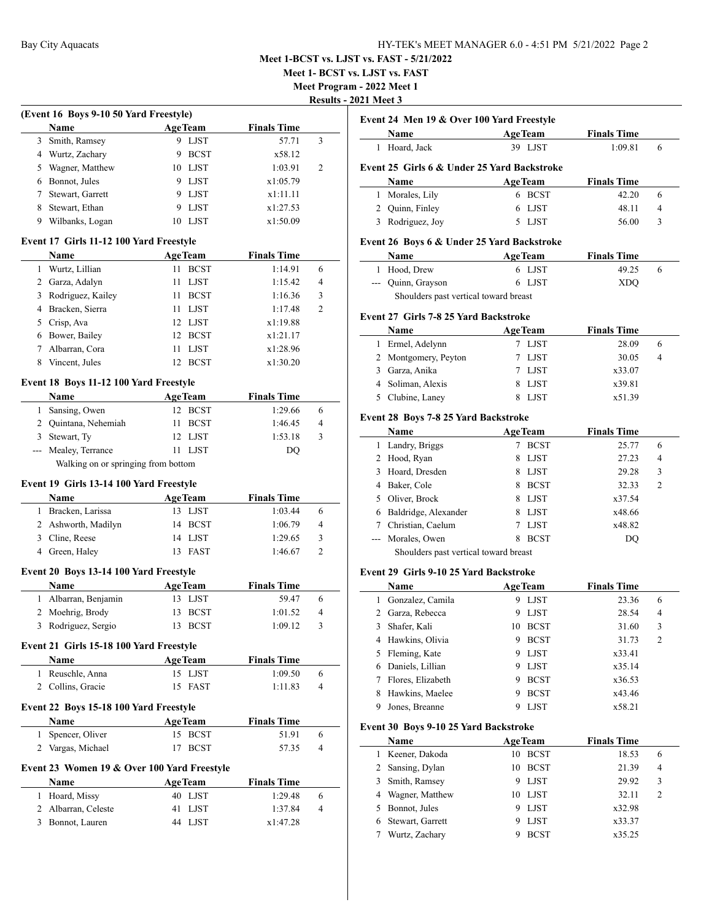**Meet 1-BCST vs. LJST vs. FAST - 5/21/2022**

**Meet 1- BCST vs. LJST vs. FAST**

**Meet Program - 2022 Meet 1**

**Results - 2021 Meet 3**

### (Event 16 Boys 9-10 50 Yard Freestyle)

| | Name | Age | Team | Finals Time | |
|---|---|---|---|---|---|
| 3 | Smith, Ramsey | 9 | LJST | 57.71 | 3 |
| 4 | Wurtz, Zachary | 9 | BCST | x58.12 | |
| 5 | Wagner, Matthew | 10 | LJST | 1:03.91 | 2 |
| 6 | Bonnot, Jules | 9 | LJST | x1:05.79 | |
| 7 | Stewart, Garrett | 9 | LJST | x1:11.11 | |
| 8 | Stewart, Ethan | 9 | LJST | x1:27.53 | |
| 9 | Wilbanks, Logan | 10 | LJST | x1:50.09 | |

### Event 17 Girls 11-12 100 Yard Freestyle

| | Name | Age | Team | Finals Time | |
|---|---|---|---|---|---|
| 1 | Wurtz, Lillian | 11 | BCST | 1:14.91 | 6 |
| 2 | Garza, Adalyn | 11 | LJST | 1:15.42 | 4 |
| 3 | Rodriguez, Kailey | 11 | BCST | 1:16.36 | 3 |
| 4 | Bracken, Sierra | 11 | LJST | 1:17.48 | 2 |
| 5 | Crisp, Ava | 12 | LJST | x1:19.88 | |
| 6 | Bower, Bailey | 12 | BCST | x1:21.17 | |
| 7 | Albarran, Cora | 11 | LJST | x1:28.96 | |
| 8 | Vincent, Jules | 12 | BCST | x1:30.20 | |

### Event 18 Boys 11-12 100 Yard Freestyle

| | Name | Age | Team | Finals Time | |
|---|---|---|---|---|---|
| 1 | Sansing, Owen | 12 | BCST | 1:29.66 | 6 |
| 2 | Quintana, Nehemiah | 11 | BCST | 1:46.45 | 4 |
| 3 | Stewart, Ty | 12 | LJST | 1:53.18 | 3 |
| --- | Mealey, Terrance | 11 | LJST | DQ | |

Walking on or springing from bottom

### Event 19 Girls 13-14 100 Yard Freestyle

| | Name | Age | Team | Finals Time | |
|---|---|---|---|---|---|
| 1 | Bracken, Larissa | 13 | LJST | 1:03.44 | 6 |
| 2 | Ashworth, Madilyn | 14 | BCST | 1:06.79 | 4 |
| 3 | Cline, Reese | 14 | LJST | 1:29.65 | 3 |
| 4 | Green, Haley | 13 | FAST | 1:46.67 | 2 |

### Event 20 Boys 13-14 100 Yard Freestyle

| | Name | Age | Team | Finals Time | |
|---|---|---|---|---|---|
| 1 | Albarran, Benjamin | 13 | LJST | 59.47 | 6 |
| 2 | Moehrig, Brody | 13 | BCST | 1:01.52 | 4 |
| 3 | Rodriguez, Sergio | 13 | BCST | 1:09.12 | 3 |

### Event 21 Girls 15-18 100 Yard Freestyle

| | Name | Age | Team | Finals Time | |
|---|---|---|---|---|---|
| 1 | Reuschle, Anna | 15 | LJST | 1:09.50 | 6 |
| 2 | Collins, Gracie | 15 | FAST | 1:11.83 | 4 |

### Event 22 Boys 15-18 100 Yard Freestyle

| | Name | Age | Team | Finals Time | |
|---|---|---|---|---|---|
| 1 | Spencer, Oliver | 15 | BCST | 51.91 | 6 |
| 2 | Vargas, Michael | 17 | BCST | 57.35 | 4 |

### Event 23 Women 19 & Over 100 Yard Freestyle

| | Name | Age | Team | Finals Time | |
|---|---|---|---|---|---|
| 1 | Hoard, Missy | 40 | LJST | 1:29.48 | 6 |
| 2 | Albarran, Celeste | 41 | LJST | 1:37.84 | 4 |
| 3 | Bonnot, Lauren | 44 | LJST | x1:47.28 | |

### Event 24 Men 19 & Over 100 Yard Freestyle

| | Name | Age | Team | Finals Time | |
|---|---|---|---|---|---|
| 1 | Hoard, Jack | 39 | LJST | 1:09.81 | 6 |

### Event 25 Girls 6 & Under 25 Yard Backstroke

| | Name | Age | Team | Finals Time | |
|---|---|---|---|---|---|
| 1 | Morales, Lily | 6 | BCST | 42.20 | 6 |
| 2 | Quinn, Finley | 6 | LJST | 48.11 | 4 |
| 3 | Rodriguez, Joy | 5 | LJST | 56.00 | 3 |

### Event 26 Boys 6 & Under 25 Yard Backstroke

| | Name | Age | Team | Finals Time | |
|---|---|---|---|---|---|
| 1 | Hood, Drew | 6 | LJST | 49.25 | 6 |
| --- | Quinn, Grayson | 6 | LJST | XDQ | |

Shoulders past vertical toward breast

### Event 27 Girls 7-8 25 Yard Backstroke

| | Name | Age | Team | Finals Time | |
|---|---|---|---|---|---|
| 1 | Ermel, Adelynn | 7 | LJST | 28.09 | 6 |
| 2 | Montgomery, Peyton | 7 | LJST | 30.05 | 4 |
| 3 | Garza, Anika | 7 | LJST | x33.07 | |
| 4 | Soliman, Alexis | 8 | LJST | x39.81 | |
| 5 | Clubine, Laney | 8 | LJST | x51.39 | |

### Event 28 Boys 7-8 25 Yard Backstroke

| | Name | Age | Team | Finals Time | |
|---|---|---|---|---|---|
| 1 | Landry, Briggs | 7 | BCST | 25.77 | 6 |
| 2 | Hood, Ryan | 8 | LJST | 27.23 | 4 |
| 3 | Hoard, Dresden | 8 | LJST | 29.28 | 3 |
| 4 | Baker, Cole | 8 | BCST | 32.33 | 2 |
| 5 | Oliver, Brock | 8 | LJST | x37.54 | |
| 6 | Baldridge, Alexander | 8 | LJST | x48.66 | |
| 7 | Christian, Caelum | 7 | LJST | x48.82 | |
| --- | Morales, Owen | 8 | BCST | DQ | |

Shoulders past vertical toward breast

### Event 29 Girls 9-10 25 Yard Backstroke

| | Name | Age | Team | Finals Time | |
|---|---|---|---|---|---|
| 1 | Gonzalez, Camila | 9 | LJST | 23.36 | 6 |
| 2 | Garza, Rebecca | 9 | LJST | 28.54 | 4 |
| 3 | Shafer, Kali | 10 | BCST | 31.60 | 3 |
| 4 | Hawkins, Olivia | 9 | BCST | 31.73 | 2 |
| 5 | Fleming, Kate | 9 | LJST | x33.41 | |
| 6 | Daniels, Lillian | 9 | LJST | x35.14 | |
| 7 | Flores, Elizabeth | 9 | BCST | x36.53 | |
| 8 | Hawkins, Maelee | 9 | BCST | x43.46 | |
| 9 | Jones, Breanne | 9 | LJST | x58.21 | |

### Event 30 Boys 9-10 25 Yard Backstroke

| | Name | Age | Team | Finals Time | |
|---|---|---|---|---|---|
| 1 | Keener, Dakoda | 10 | BCST | 18.53 | 6 |
| 2 | Sansing, Dylan | 10 | BCST | 21.39 | 4 |
| 3 | Smith, Ramsey | 9 | LJST | 29.92 | 3 |
| 4 | Wagner, Matthew | 10 | LJST | 32.11 | 2 |
| 5 | Bonnot, Jules | 9 | LJST | x32.98 | |
| 6 | Stewart, Garrett | 9 | LJST | x33.37 | |
| 7 | Wurtz, Zachary | 9 | BCST | x35.25 | |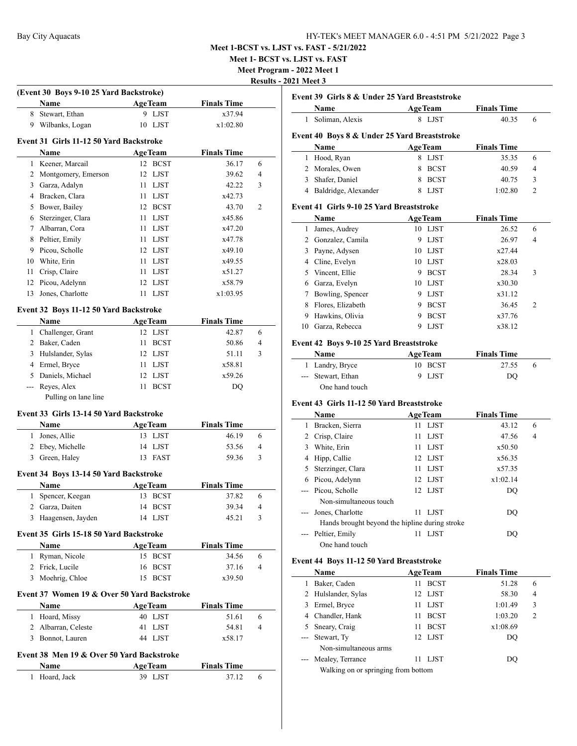Meet 1-BCST vs. LJST vs. FAST - 5/21/2022

Meet 1- BCST vs. LJST vs. FAST

Meet Program - 2022 Meet 1

Results - 2021 Meet 3

**(Event 30 Boys 9-10 25 Yard Backstroke)**

| | Name | Age | Team | Finals Time | |
|---|---|---|---|---|---|
| 8 | Stewart, Ethan | 9 | LJST | x37.94 | |
| 9 | Wilbanks, Logan | 10 | LJST | x1:02.80 | |

**Event 31 Girls 11-12 50 Yard Backstroke**

| | Name | Age | Team | Finals Time | |
|---|---|---|---|---|---|
| 1 | Keener, Marcail | 12 | BCST | 36.17 | 6 |
| 2 | Montgomery, Emerson | 12 | LJST | 39.62 | 4 |
| 3 | Garza, Adalyn | 11 | LJST | 42.22 | 3 |
| 4 | Bracken, Clara | 11 | LJST | x42.73 | |
| 5 | Bower, Bailey | 12 | BCST | 43.70 | 2 |
| 6 | Sterzinger, Clara | 11 | LJST | x45.86 | |
| 7 | Albarran, Cora | 11 | LJST | x47.20 | |
| 8 | Peltier, Emily | 11 | LJST | x47.78 | |
| 9 | Picou, Scholle | 12 | LJST | x49.10 | |
| 10 | White, Erin | 11 | LJST | x49.55 | |
| 11 | Crisp, Claire | 11 | LJST | x51.27 | |
| 12 | Picou, Adelynn | 12 | LJST | x58.79 | |
| 13 | Jones, Charlotte | 11 | LJST | x1:03.95 | |

**Event 32 Boys 11-12 50 Yard Backstroke**

| | Name | Age | Team | Finals Time | |
|---|---|---|---|---|---|
| 1 | Challenger, Grant | 12 | LJST | 42.87 | 6 |
| 2 | Baker, Caden | 11 | BCST | 50.86 | 4 |
| 3 | Hulslander, Sylas | 12 | LJST | 51.11 | 3 |
| 4 | Ermel, Bryce | 11 | LJST | x58.81 | |
| 5 | Daniels, Michael | 12 | LJST | x59.26 | |
| --- | Reyes, Alex | 11 | BCST | DQ | |
| | Pulling on lane line | | | | |

**Event 33 Girls 13-14 50 Yard Backstroke**

| | Name | Age | Team | Finals Time | |
|---|---|---|---|---|---|
| 1 | Jones, Allie | 13 | LJST | 46.19 | 6 |
| 2 | Ebey, Michelle | 14 | LJST | 53.56 | 4 |
| 3 | Green, Haley | 13 | FAST | 59.36 | 3 |

**Event 34 Boys 13-14 50 Yard Backstroke**

| | Name | Age | Team | Finals Time | |
|---|---|---|---|---|---|
| 1 | Spencer, Keegan | 13 | BCST | 37.82 | 6 |
| 2 | Garza, Daiten | 14 | BCST | 39.34 | 4 |
| 3 | Haagensen, Jayden | 14 | LJST | 45.21 | 3 |

**Event 35 Girls 15-18 50 Yard Backstroke**

| | Name | Age | Team | Finals Time | |
|---|---|---|---|---|---|
| 1 | Ryman, Nicole | 15 | BCST | 34.56 | 6 |
| 2 | Frick, Lucile | 16 | BCST | 37.16 | 4 |
| 3 | Moehrig, Chloe | 15 | BCST | x39.50 | |

**Event 37 Women 19 & Over 50 Yard Backstroke**

| | Name | Age | Team | Finals Time | |
|---|---|---|---|---|---|
| 1 | Hoard, Missy | 40 | LJST | 51.61 | 6 |
| 2 | Albarran, Celeste | 41 | LJST | 54.81 | 4 |
| 3 | Bonnot, Lauren | 44 | LJST | x58.17 | |

**Event 38 Men 19 & Over 50 Yard Backstroke**

| | Name | Age | Team | Finals Time | |
|---|---|---|---|---|---|
| 1 | Hoard, Jack | 39 | LJST | 37.12 | 6 |

**Event 39 Girls 8 & Under 25 Yard Breaststroke**

| | Name | Age | Team | Finals Time | |
|---|---|---|---|---|---|
| 1 | Soliman, Alexis | 8 | LJST | 40.35 | 6 |

**Event 40 Boys 8 & Under 25 Yard Breaststroke**

| | Name | Age | Team | Finals Time | |
|---|---|---|---|---|---|
| 1 | Hood, Ryan | 8 | LJST | 35.35 | 6 |
| 2 | Morales, Owen | 8 | BCST | 40.59 | 4 |
| 3 | Shafer, Daniel | 8 | BCST | 40.75 | 3 |
| 4 | Baldridge, Alexander | 8 | LJST | 1:02.80 | 2 |

**Event 41 Girls 9-10 25 Yard Breaststroke**

| | Name | Age | Team | Finals Time | |
|---|---|---|---|---|---|
| 1 | James, Audrey | 10 | LJST | 26.52 | 6 |
| 2 | Gonzalez, Camila | 9 | LJST | 26.97 | 4 |
| 3 | Payne, Adysen | 10 | LJST | x27.44 | |
| 4 | Cline, Evelyn | 10 | LJST | x28.03 | |
| 5 | Vincent, Ellie | 9 | BCST | 28.34 | 3 |
| 6 | Garza, Evelyn | 10 | LJST | x30.30 | |
| 7 | Bowling, Spencer | 9 | LJST | x31.12 | |
| 8 | Flores, Elizabeth | 9 | BCST | 36.45 | 2 |
| 9 | Hawkins, Olivia | 9 | BCST | x37.76 | |
| 10 | Garza, Rebecca | 9 | LJST | x38.12 | |

**Event 42 Boys 9-10 25 Yard Breaststroke**

| | Name | Age | Team | Finals Time | |
|---|---|---|---|---|---|
| 1 | Landry, Bryce | 10 | BCST | 27.55 | 6 |
| --- | Stewart, Ethan | 9 | LJST | DQ | |
| | One hand touch | | | | |

**Event 43 Girls 11-12 50 Yard Breaststroke**

| | Name | Age | Team | Finals Time | |
|---|---|---|---|---|---|
| 1 | Bracken, Sierra | 11 | LJST | 43.12 | 6 |
| 2 | Crisp, Claire | 11 | LJST | 47.56 | 4 |
| 3 | White, Erin | 11 | LJST | x50.50 | |
| 4 | Hipp, Callie | 12 | LJST | x56.35 | |
| 5 | Sterzinger, Clara | 11 | LJST | x57.35 | |
| 6 | Picou, Adelynn | 12 | LJST | x1:02.14 | |
| --- | Picou, Scholle | 12 | LJST | DQ | |
| | Non-simultaneous touch | | | | |
| --- | Jones, Charlotte | 11 | LJST | DQ | |
| | Hands brought beyond the hipline during stroke | | | | |
| --- | Peltier, Emily | 11 | LJST | DQ | |
| | One hand touch | | | | |

**Event 44 Boys 11-12 50 Yard Breaststroke**

| | Name | Age | Team | Finals Time | |
|---|---|---|---|---|---|
| 1 | Baker, Caden | 11 | BCST | 51.28 | 6 |
| 2 | Hulslander, Sylas | 12 | LJST | 58.30 | 4 |
| 3 | Ermel, Bryce | 11 | LJST | 1:01.49 | 3 |
| 4 | Chandler, Hank | 11 | BCST | 1:03.20 | 2 |
| 5 | Sneary, Craig | 11 | BCST | x1:08.69 | |
| --- | Stewart, Ty | 12 | LJST | DQ | |
| | Non-simultaneous arms | | | | |
| --- | Mealey, Terrance | 11 | LJST | DQ | |
| | Walking on or springing from bottom | | | | |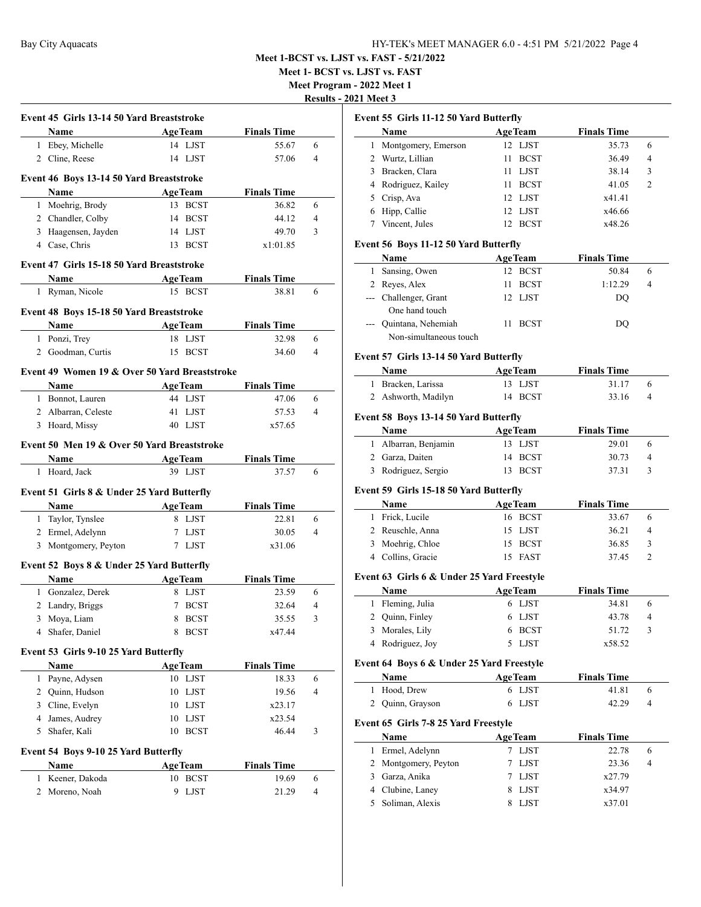Meet 1-BCST vs. LJST vs. FAST - 5/21/2022

Meet 1- BCST vs. LJST vs. FAST

Meet Program - 2022 Meet 1

Results - 2021 Meet 3

### Event 45 Girls 13-14 50 Yard Breaststroke

| | Name | Age | Team | Finals Time | |
|---|---|---|---|---|---|
| 1 | Ebey, Michelle | 14 | LJST | 55.67 | 6 |
| 2 | Cline, Reese | 14 | LJST | 57.06 | 4 |

### Event 46 Boys 13-14 50 Yard Breaststroke

| | Name | Age | Team | Finals Time | |
|---|---|---|---|---|---|
| 1 | Moehrig, Brody | 13 | BCST | 36.82 | 6 |
| 2 | Chandler, Colby | 14 | BCST | 44.12 | 4 |
| 3 | Haagensen, Jayden | 14 | LJST | 49.70 | 3 |
| 4 | Case, Chris | 13 | BCST | x1:01.85 | |

### Event 47 Girls 15-18 50 Yard Breaststroke

| | Name | Age | Team | Finals Time | |
|---|---|---|---|---|---|
| 1 | Ryman, Nicole | 15 | BCST | 38.81 | 6 |

### Event 48 Boys 15-18 50 Yard Breaststroke

| | Name | Age | Team | Finals Time | |
|---|---|---|---|---|---|
| 1 | Ponzi, Trey | 18 | LJST | 32.98 | 6 |
| 2 | Goodman, Curtis | 15 | BCST | 34.60 | 4 |

### Event 49 Women 19 & Over 50 Yard Breaststroke

| | Name | Age | Team | Finals Time | |
|---|---|---|---|---|---|
| 1 | Bonnot, Lauren | 44 | LJST | 47.06 | 6 |
| 2 | Albarran, Celeste | 41 | LJST | 57.53 | 4 |
| 3 | Hoard, Missy | 40 | LJST | x57.65 | |

### Event 50 Men 19 & Over 50 Yard Breaststroke

| | Name | Age | Team | Finals Time | |
|---|---|---|---|---|---|
| 1 | Hoard, Jack | 39 | LJST | 37.57 | 6 |

### Event 51 Girls 8 & Under 25 Yard Butterfly

| | Name | Age | Team | Finals Time | |
|---|---|---|---|---|---|
| 1 | Taylor, Tynslee | 8 | LJST | 22.81 | 6 |
| 2 | Ermel, Adelynn | 7 | LJST | 30.05 | 4 |
| 3 | Montgomery, Peyton | 7 | LJST | x31.06 | |

### Event 52 Boys 8 & Under 25 Yard Butterfly

| | Name | Age | Team | Finals Time | |
|---|---|---|---|---|---|
| 1 | Gonzalez, Derek | 8 | LJST | 23.59 | 6 |
| 2 | Landry, Briggs | 7 | BCST | 32.64 | 4 |
| 3 | Moya, Liam | 8 | BCST | 35.55 | 3 |
| 4 | Shafer, Daniel | 8 | BCST | x47.44 | |

### Event 53 Girls 9-10 25 Yard Butterfly

| | Name | Age | Team | Finals Time | |
|---|---|---|---|---|---|
| 1 | Payne, Adysen | 10 | LJST | 18.33 | 6 |
| 2 | Quinn, Hudson | 10 | LJST | 19.56 | 4 |
| 3 | Cline, Evelyn | 10 | LJST | x23.17 | |
| 4 | James, Audrey | 10 | LJST | x23.54 | |
| 5 | Shafer, Kali | 10 | BCST | 46.44 | 3 |

### Event 54 Boys 9-10 25 Yard Butterfly

| | Name | Age | Team | Finals Time | |
|---|---|---|---|---|---|
| 1 | Keener, Dakoda | 10 | BCST | 19.69 | 6 |
| 2 | Moreno, Noah | 9 | LJST | 21.29 | 4 |

### Event 55 Girls 11-12 50 Yard Butterfly

| | Name | Age | Team | Finals Time | |
|---|---|---|---|---|---|
| 1 | Montgomery, Emerson | 12 | LJST | 35.73 | 6 |
| 2 | Wurtz, Lillian | 11 | BCST | 36.49 | 4 |
| 3 | Bracken, Clara | 11 | LJST | 38.14 | 3 |
| 4 | Rodriguez, Kailey | 11 | BCST | 41.05 | 2 |
| 5 | Crisp, Ava | 12 | LJST | x41.41 | |
| 6 | Hipp, Callie | 12 | LJST | x46.66 | |
| 7 | Vincent, Jules | 12 | BCST | x48.26 | |

### Event 56 Boys 11-12 50 Yard Butterfly

| | Name | Age | Team | Finals Time | |
|---|---|---|---|---|---|
| 1 | Sansing, Owen | 12 | BCST | 50.84 | 6 |
| 2 | Reyes, Alex | 11 | BCST | 1:12.29 | 4 |
| --- | Challenger, Grant | 12 | LJST | DQ | |
| | One hand touch | | | | |
| --- | Quintana, Nehemiah | 11 | BCST | DQ | |
| | Non-simultaneous touch | | | | |

### Event 57 Girls 13-14 50 Yard Butterfly

| | Name | Age | Team | Finals Time | |
|---|---|---|---|---|---|
| 1 | Bracken, Larissa | 13 | LJST | 31.17 | 6 |
| 2 | Ashworth, Madilyn | 14 | BCST | 33.16 | 4 |

### Event 58 Boys 13-14 50 Yard Butterfly

| | Name | Age | Team | Finals Time | |
|---|---|---|---|---|---|
| 1 | Albarran, Benjamin | 13 | LJST | 29.01 | 6 |
| 2 | Garza, Daiten | 14 | BCST | 30.73 | 4 |
| 3 | Rodriguez, Sergio | 13 | BCST | 37.31 | 3 |

### Event 59 Girls 15-18 50 Yard Butterfly

| | Name | Age | Team | Finals Time | |
|---|---|---|---|---|---|
| 1 | Frick, Lucile | 16 | BCST | 33.67 | 6 |
| 2 | Reuschle, Anna | 15 | LJST | 36.21 | 4 |
| 3 | Moehrig, Chloe | 15 | BCST | 36.85 | 3 |
| 4 | Collins, Gracie | 15 | FAST | 37.45 | 2 |

### Event 63 Girls 6 & Under 25 Yard Freestyle

| | Name | Age | Team | Finals Time | |
|---|---|---|---|---|---|
| 1 | Fleming, Julia | 6 | LJST | 34.81 | 6 |
| 2 | Quinn, Finley | 6 | LJST | 43.78 | 4 |
| 3 | Morales, Lily | 6 | BCST | 51.72 | 3 |
| 4 | Rodriguez, Joy | 5 | LJST | x58.52 | |

### Event 64 Boys 6 & Under 25 Yard Freestyle

| | Name | Age | Team | Finals Time | |
|---|---|---|---|---|---|
| 1 | Hood, Drew | 6 | LJST | 41.81 | 6 |
| 2 | Quinn, Grayson | 6 | LJST | 42.29 | 4 |

### Event 65 Girls 7-8 25 Yard Freestyle

| | Name | Age | Team | Finals Time | |
|---|---|---|---|---|---|
| 1 | Ermel, Adelynn | 7 | LJST | 22.78 | 6 |
| 2 | Montgomery, Peyton | 7 | LJST | 23.36 | 4 |
| 3 | Garza, Anika | 7 | LJST | x27.79 | |
| 4 | Clubine, Laney | 8 | LJST | x34.97 | |
| 5 | Soliman, Alexis | 8 | LJST | x37.01 | |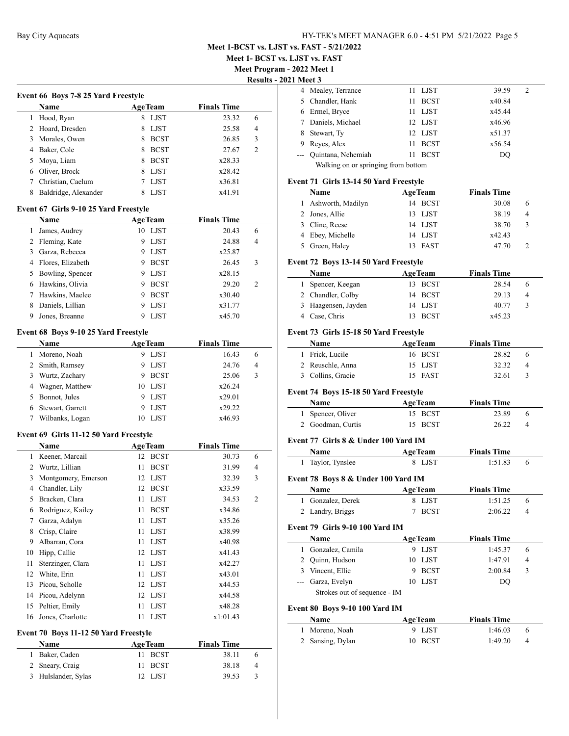**Meet 1-BCST vs. LJST vs. FAST - 5/21/2022**

**Meet 1- BCST vs. LJST vs. FAST**

**Meet Program - 2022 Meet 1**

**Results - 2021 Meet 3**

### Event 66 Boys 7-8 25 Yard Freestyle

| | Name | Age | Team | Finals Time | |
|---|---|---|---|---|---|
| 1 | Hood, Ryan | 8 | LJST | 23.32 | 6 |
| 2 | Hoard, Dresden | 8 | LJST | 25.58 | 4 |
| 3 | Morales, Owen | 8 | BCST | 26.85 | 3 |
| 4 | Baker, Cole | 8 | BCST | 27.67 | 2 |
| 5 | Moya, Liam | 8 | BCST | x28.33 | |
| 6 | Oliver, Brock | 8 | LJST | x28.42 | |
| 7 | Christian, Caelum | 7 | LJST | x36.81 | |
| 8 | Baldridge, Alexander | 8 | LJST | x41.91 | |

### Event 67 Girls 9-10 25 Yard Freestyle

| | Name | Age | Team | Finals Time | |
|---|---|---|---|---|---|
| 1 | James, Audrey | 10 | LJST | 20.43 | 6 |
| 2 | Fleming, Kate | 9 | LJST | 24.88 | 4 |
| 3 | Garza, Rebecca | 9 | LJST | x25.87 | |
| 4 | Flores, Elizabeth | 9 | BCST | 26.45 | 3 |
| 5 | Bowling, Spencer | 9 | LJST | x28.15 | |
| 6 | Hawkins, Olivia | 9 | BCST | 29.20 | 2 |
| 7 | Hawkins, Maelee | 9 | BCST | x30.40 | |
| 8 | Daniels, Lillian | 9 | LJST | x31.77 | |
| 9 | Jones, Breanne | 9 | LJST | x45.70 | |

### Event 68 Boys 9-10 25 Yard Freestyle

| | Name | Age | Team | Finals Time | |
|---|---|---|---|---|---|
| 1 | Moreno, Noah | 9 | LJST | 16.43 | 6 |
| 2 | Smith, Ramsey | 9 | LJST | 24.76 | 4 |
| 3 | Wurtz, Zachary | 9 | BCST | 25.06 | 3 |
| 4 | Wagner, Matthew | 10 | LJST | x26.24 | |
| 5 | Bonnot, Jules | 9 | LJST | x29.01 | |
| 6 | Stewart, Garrett | 9 | LJST | x29.22 | |
| 7 | Wilbanks, Logan | 10 | LJST | x46.93 | |

### Event 69 Girls 11-12 50 Yard Freestyle

| | Name | Age | Team | Finals Time | |
|---|---|---|---|---|---|
| 1 | Keener, Marcail | 12 | BCST | 30.73 | 6 |
| 2 | Wurtz, Lillian | 11 | BCST | 31.99 | 4 |
| 3 | Montgomery, Emerson | 12 | LJST | 32.39 | 3 |
| 4 | Chandler, Lily | 12 | BCST | x33.59 | |
| 5 | Bracken, Clara | 11 | LJST | 34.53 | 2 |
| 6 | Rodriguez, Kailey | 11 | BCST | x34.86 | |
| 7 | Garza, Adalyn | 11 | LJST | x35.26 | |
| 8 | Crisp, Claire | 11 | LJST | x38.99 | |
| 9 | Albarran, Cora | 11 | LJST | x40.98 | |
| 10 | Hipp, Callie | 12 | LJST | x41.43 | |
| 11 | Sterzinger, Clara | 11 | LJST | x42.27 | |
| 12 | White, Erin | 11 | LJST | x43.01 | |
| 13 | Picou, Scholle | 12 | LJST | x44.53 | |
| 14 | Picou, Adelynn | 12 | LJST | x44.58 | |
| 15 | Peltier, Emily | 11 | LJST | x48.28 | |
| 16 | Jones, Charlotte | 11 | LJST | x1:01.43 | |

### Event 70 Boys 11-12 50 Yard Freestyle

| | Name | Age | Team | Finals Time | |
|---|---|---|---|---|---|
| 1 | Baker, Caden | 11 | BCST | 38.11 | 6 |
| 2 | Sneary, Craig | 11 | BCST | 38.18 | 4 |
| 3 | Hulslander, Sylas | 12 | LJST | 39.53 | 3 |
| 4 | Mealey, Terrance | 11 | LJST | 39.59 | 2 |
| 5 | Chandler, Hank | 11 | BCST | x40.84 | |
| 6 | Ermel, Bryce | 11 | LJST | x45.44 | |
| 7 | Daniels, Michael | 12 | LJST | x46.96 | |
| 8 | Stewart, Ty | 12 | LJST | x51.37 | |
| 9 | Reyes, Alex | 11 | BCST | x56.54 | |
| --- | Quintana, Nehemiah | 11 | BCST | DQ | |
| | Walking on or springing from bottom | | | | |

### Event 71 Girls 13-14 50 Yard Freestyle

| | Name | Age | Team | Finals Time | |
|---|---|---|---|---|---|
| 1 | Ashworth, Madilyn | 14 | BCST | 30.08 | 6 |
| 2 | Jones, Allie | 13 | LJST | 38.19 | 4 |
| 3 | Cline, Reese | 14 | LJST | 38.70 | 3 |
| 4 | Ebey, Michelle | 14 | LJST | x42.43 | |
| 5 | Green, Haley | 13 | FAST | 47.70 | 2 |

### Event 72 Boys 13-14 50 Yard Freestyle

| | Name | Age | Team | Finals Time | |
|---|---|---|---|---|---|
| 1 | Spencer, Keegan | 13 | BCST | 28.54 | 6 |
| 2 | Chandler, Colby | 14 | BCST | 29.13 | 4 |
| 3 | Haagensen, Jayden | 14 | LJST | 40.77 | 3 |
| 4 | Case, Chris | 13 | BCST | x45.23 | |

### Event 73 Girls 15-18 50 Yard Freestyle

| | Name | Age | Team | Finals Time | |
|---|---|---|---|---|---|
| 1 | Frick, Lucile | 16 | BCST | 28.82 | 6 |
| 2 | Reuschle, Anna | 15 | LJST | 32.32 | 4 |
| 3 | Collins, Gracie | 15 | FAST | 32.61 | 3 |

### Event 74 Boys 15-18 50 Yard Freestyle

| | Name | Age | Team | Finals Time | |
|---|---|---|---|---|---|
| 1 | Spencer, Oliver | 15 | BCST | 23.89 | 6 |
| 2 | Goodman, Curtis | 15 | BCST | 26.22 | 4 |

### Event 77 Girls 8 & Under 100 Yard IM

| | Name | Age | Team | Finals Time | |
|---|---|---|---|---|---|
| 1 | Taylor, Tynslee | 8 | LJST | 1:51.83 | 6 |

### Event 78 Boys 8 & Under 100 Yard IM

| | Name | Age | Team | Finals Time | |
|---|---|---|---|---|---|
| 1 | Gonzalez, Derek | 8 | LJST | 1:51.25 | 6 |
| 2 | Landry, Briggs | 7 | BCST | 2:06.22 | 4 |

### Event 79 Girls 9-10 100 Yard IM

| | Name | Age | Team | Finals Time | |
|---|---|---|---|---|---|
| 1 | Gonzalez, Camila | 9 | LJST | 1:45.37 | 6 |
| 2 | Quinn, Hudson | 10 | LJST | 1:47.91 | 4 |
| 3 | Vincent, Ellie | 9 | BCST | 2:00.84 | 3 |
| --- | Garza, Evelyn | 10 | LJST | DQ | |
| | Strokes out of sequence - IM | | | | |

### Event 80 Boys 9-10 100 Yard IM

| | Name | Age | Team | Finals Time | |
|---|---|---|---|---|---|
| 1 | Moreno, Noah | 9 | LJST | 1:46.03 | 6 |
| 2 | Sansing, Dylan | 10 | BCST | 1:49.20 | 4 |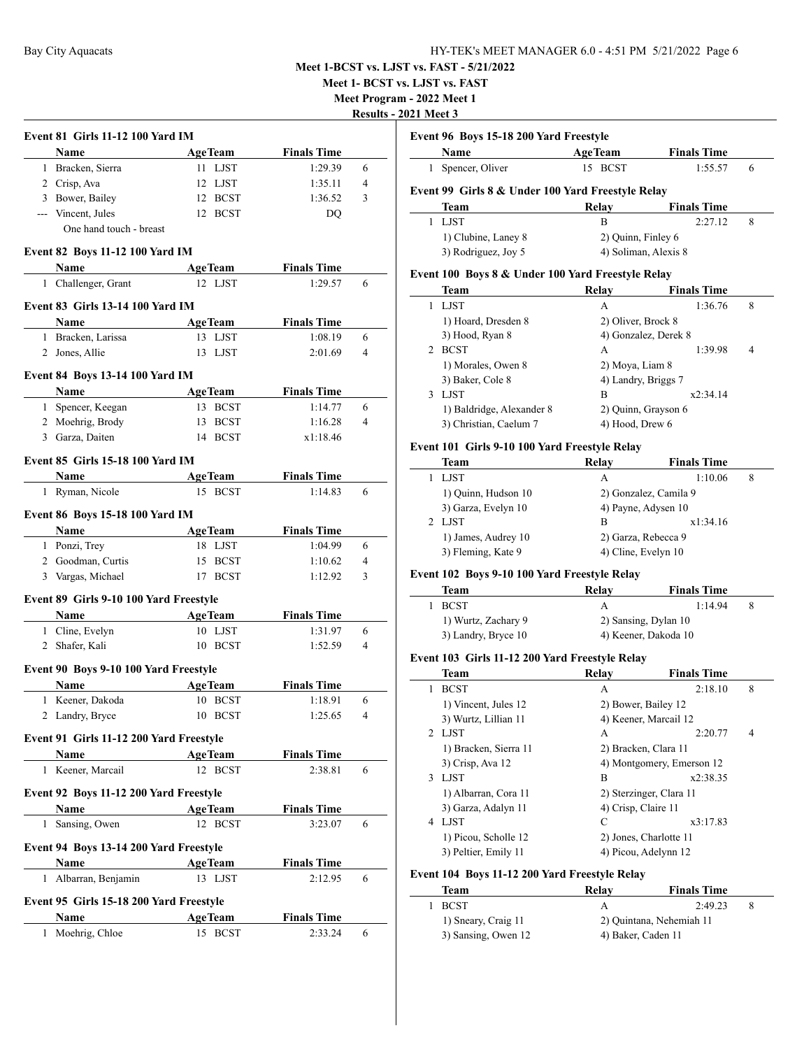**Meet 1-BCST vs. LJST vs. FAST - 5/21/2022**

**Meet 1- BCST vs. LJST vs. FAST**

**Meet Program - 2022 Meet 1**

**Results - 2021 Meet 3**

### Event 81 Girls 11-12 100 Yard IM

| | Name | Age | Team | Finals Time | |
|---|---|---|---|---|---|
| 1 | Bracken, Sierra | 11 | LJST | 1:29.39 | 6 |
| 2 | Crisp, Ava | 12 | LJST | 1:35.11 | 4 |
| 3 | Bower, Bailey | 12 | BCST | 1:36.52 | 3 |
| --- | Vincent, Jules | 12 | BCST | DQ | |
| | One hand touch - breast | | | | |

### Event 82 Boys 11-12 100 Yard IM

| | Name | Age | Team | Finals Time | |
|---|---|---|---|---|---|
| 1 | Challenger, Grant | 12 | LJST | 1:29.57 | 6 |

### Event 83 Girls 13-14 100 Yard IM

| | Name | Age | Team | Finals Time | |
|---|---|---|---|---|---|
| 1 | Bracken, Larissa | 13 | LJST | 1:08.19 | 6 |
| 2 | Jones, Allie | 13 | LJST | 2:01.69 | 4 |

### Event 84 Boys 13-14 100 Yard IM

| | Name | Age | Team | Finals Time | |
|---|---|---|---|---|---|
| 1 | Spencer, Keegan | 13 | BCST | 1:14.77 | 6 |
| 2 | Moehrig, Brody | 13 | BCST | 1:16.28 | 4 |
| 3 | Garza, Daiten | 14 | BCST | x1:18.46 | |

### Event 85 Girls 15-18 100 Yard IM

| | Name | Age | Team | Finals Time | |
|---|---|---|---|---|---|
| 1 | Ryman, Nicole | 15 | BCST | 1:14.83 | 6 |

### Event 86 Boys 15-18 100 Yard IM

| | Name | Age | Team | Finals Time | |
|---|---|---|---|---|---|
| 1 | Ponzi, Trey | 18 | LJST | 1:04.99 | 6 |
| 2 | Goodman, Curtis | 15 | BCST | 1:10.62 | 4 |
| 3 | Vargas, Michael | 17 | BCST | 1:12.92 | 3 |

### Event 89 Girls 9-10 100 Yard Freestyle

| | Name | Age | Team | Finals Time | |
|---|---|---|---|---|---|
| 1 | Cline, Evelyn | 10 | LJST | 1:31.97 | 6 |
| 2 | Shafer, Kali | 10 | BCST | 1:52.59 | 4 |

### Event 90 Boys 9-10 100 Yard Freestyle

| | Name | Age | Team | Finals Time | |
|---|---|---|---|---|---|
| 1 | Keener, Dakoda | 10 | BCST | 1:18.91 | 6 |
| 2 | Landry, Bryce | 10 | BCST | 1:25.65 | 4 |

### Event 91 Girls 11-12 200 Yard Freestyle

| | Name | Age | Team | Finals Time | |
|---|---|---|---|---|---|
| 1 | Keener, Marcail | 12 | BCST | 2:38.81 | 6 |

### Event 92 Boys 11-12 200 Yard Freestyle

| | Name | Age | Team | Finals Time | |
|---|---|---|---|---|---|
| 1 | Sansing, Owen | 12 | BCST | 3:23.07 | 6 |

### Event 94 Boys 13-14 200 Yard Freestyle

| | Name | Age | Team | Finals Time | |
|---|---|---|---|---|---|
| 1 | Albarran, Benjamin | 13 | LJST | 2:12.95 | 6 |

### Event 95 Girls 15-18 200 Yard Freestyle

| | Name | Age | Team | Finals Time | |
|---|---|---|---|---|---|
| 1 | Moehrig, Chloe | 15 | BCST | 2:33.24 | 6 |

### Event 96 Boys 15-18 200 Yard Freestyle

| | Name | Age | Team | Finals Time | |
|---|---|---|---|---|---|
| 1 | Spencer, Oliver | 15 | BCST | 1:55.57 | 6 |

### Event 99 Girls 8 & Under 100 Yard Freestyle Relay

| | Team | Relay | Finals Time | |
|---|---|---|---|---|
| 1 | LJST | B | 2:27.12 | 8 |
| | 1) Clubine, Laney 8 | 2) Quinn, Finley 6 | | |
| | 3) Rodriguez, Joy 5 | 4) Soliman, Alexis 8 | | |

### Event 100 Boys 8 & Under 100 Yard Freestyle Relay

| | Team | Relay | Finals Time | |
|---|---|---|---|---|
| 1 | LJST | A | 1:36.76 | 8 |
| | 1) Hoard, Dresden 8 | 2) Oliver, Brock 8 | | |
| | 3) Hood, Ryan 8 | 4) Gonzalez, Derek 8 | | |
| 2 | BCST | A | 1:39.98 | 4 |
| | 1) Morales, Owen 8 | 2) Moya, Liam 8 | | |
| | 3) Baker, Cole 8 | 4) Landry, Briggs 7 | | |
| 3 | LJST | B | x2:34.14 | |
| | 1) Baldridge, Alexander 8 | 2) Quinn, Grayson 6 | | |
| | 3) Christian, Caelum 7 | 4) Hood, Drew 6 | | |

### Event 101 Girls 9-10 100 Yard Freestyle Relay

| | Team | Relay | Finals Time | |
|---|---|---|---|---|
| 1 | LJST | A | 1:10.06 | 8 |
| | 1) Quinn, Hudson 10 | 2) Gonzalez, Camila 9 | | |
| | 3) Garza, Evelyn 10 | 4) Payne, Adysen 10 | | |
| 2 | LJST | B | x1:34.16 | |
| | 1) James, Audrey 10 | 2) Garza, Rebecca 9 | | |
| | 3) Fleming, Kate 9 | 4) Cline, Evelyn 10 | | |

### Event 102 Boys 9-10 100 Yard Freestyle Relay

| | Team | Relay | Finals Time | |
|---|---|---|---|---|
| 1 | BCST | A | 1:14.94 | 8 |
| | 1) Wurtz, Zachary 9 | 2) Sansing, Dylan 10 | | |
| | 3) Landry, Bryce 10 | 4) Keener, Dakoda 10 | | |

### Event 103 Girls 11-12 200 Yard Freestyle Relay

| | Team | Relay | Finals Time | |
|---|---|---|---|---|
| 1 | BCST | A | 2:18.10 | 8 |
| | 1) Vincent, Jules 12 | 2) Bower, Bailey 12 | | |
| | 3) Wurtz, Lillian 11 | 4) Keener, Marcail 12 | | |
| 2 | LJST | A | 2:20.77 | 4 |
| | 1) Bracken, Sierra 11 | 2) Bracken, Clara 11 | | |
| | 3) Crisp, Ava 12 | 4) Montgomery, Emerson 12 | | |
| 3 | LJST | B | x2:38.35 | |
| | 1) Albarran, Cora 11 | 2) Sterzinger, Clara 11 | | |
| | 3) Garza, Adalyn 11 | 4) Crisp, Claire 11 | | |
| 4 | LJST | C | x3:17.83 | |
| | 1) Picou, Scholle 12 | 2) Jones, Charlotte 11 | | |
| | 3) Peltier, Emily 11 | 4) Picou, Adelynn 12 | | |

### Event 104 Boys 11-12 200 Yard Freestyle Relay

| | Team | Relay | Finals Time | |
|---|---|---|---|---|
| 1 | BCST | A | 2:49.23 | 8 |
| | 1) Sneary, Craig 11 | 2) Quintana, Nehemiah 11 | | |
| | 3) Sansing, Owen 12 | 4) Baker, Caden 11 | | |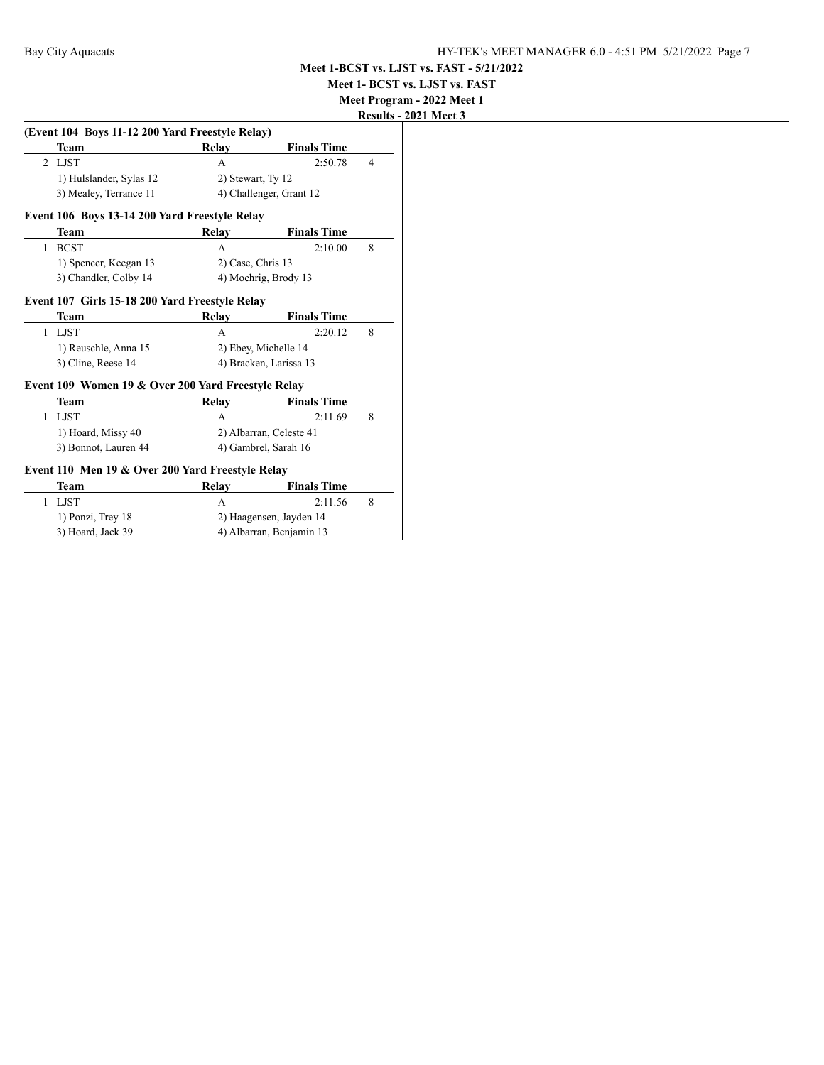### (Event 104 Boys 11-12 200 Yard Freestyle Relay)

| | Team | Relay | Finals Time | |
|---|---|---|---|---|
| 2 | LJST | A | 2:50.78 | 4 |
| | 1) Hulslander, Sylas 12 | 2) Stewart, Ty 12 | | |
| | 3) Mealey, Terrance 11 | 4) Challenger, Grant 12 | | |

### Event 106 Boys 13-14 200 Yard Freestyle Relay

| | Team | Relay | Finals Time | |
|---|---|---|---|---|
| 1 | BCST | A | 2:10.00 | 8 |
| | 1) Spencer, Keegan 13 | 2) Case, Chris 13 | | |
| | 3) Chandler, Colby 14 | 4) Moehrig, Brody 13 | | |

### Event 107 Girls 15-18 200 Yard Freestyle Relay

| | Team | Relay | Finals Time | |
|---|---|---|---|---|
| 1 | LJST | A | 2:20.12 | 8 |
| | 1) Reuschle, Anna 15 | 2) Ebey, Michelle 14 | | |
| | 3) Cline, Reese 14 | 4) Bracken, Larissa 13 | | |

### Event 109 Women 19 & Over 200 Yard Freestyle Relay

| | Team | Relay | Finals Time | |
|---|---|---|---|---|
| 1 | LJST | A | 2:11.69 | 8 |
| | 1) Hoard, Missy 40 | 2) Albarran, Celeste 41 | | |
| | 3) Bonnot, Lauren 44 | 4) Gambrel, Sarah 16 | | |

### Event 110 Men 19 & Over 200 Yard Freestyle Relay

| | Team | Relay | Finals Time | |
|---|---|---|---|---|
| 1 | LJST | A | 2:11.56 | 8 |
| | 1) Ponzi, Trey 18 | 2) Haagensen, Jayden 14 | | |
| | 3) Hoard, Jack 39 | 4) Albarran, Benjamin 13 | | |